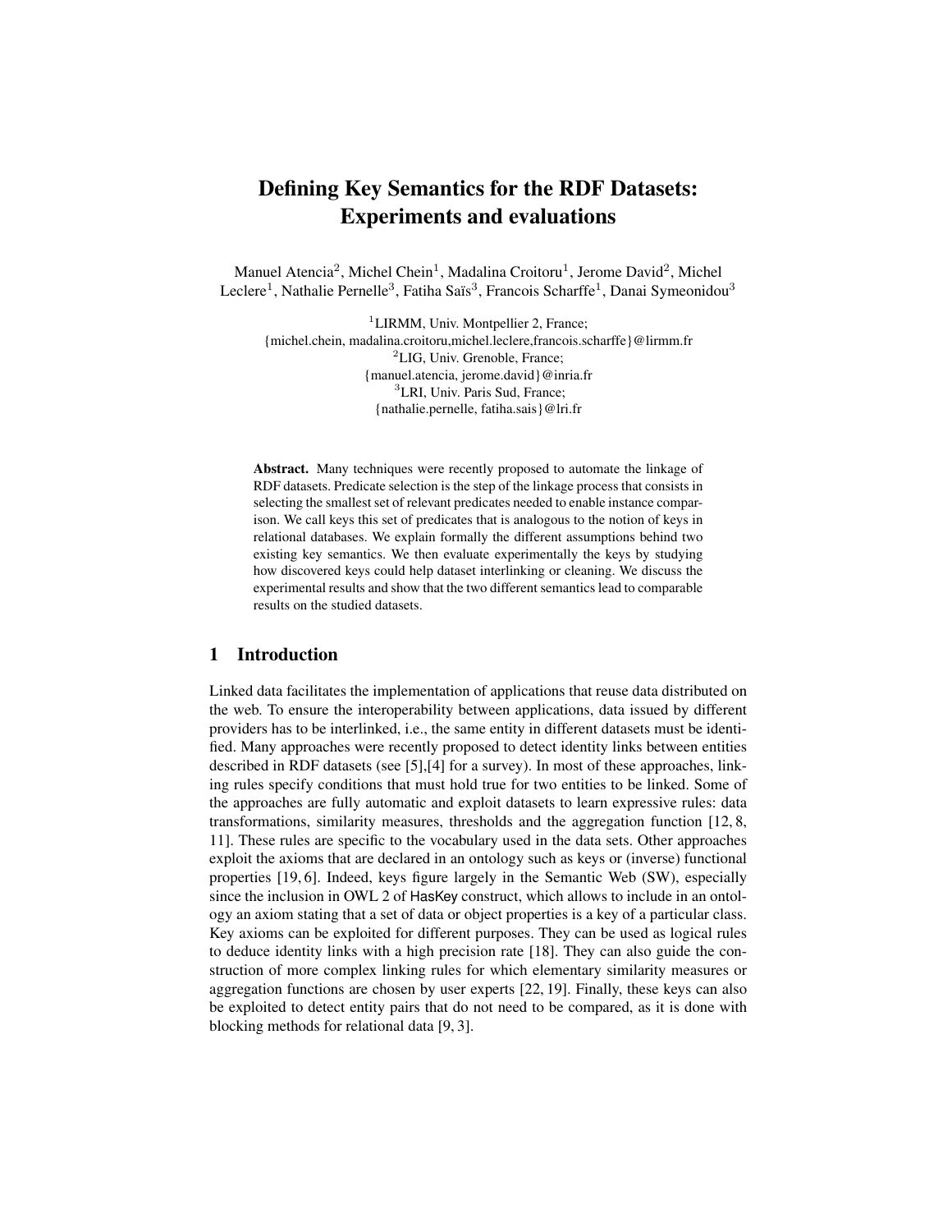# Defining Key Semantics for the RDF Datasets: Experiments and evaluations

Manuel Atencia[2], Michel Chein[1], Madalina Croitoru[1], Jerome David[2], Michel Leclere[1], Nathalie Pernelle[3], Fatiha Saïs[3], Francois Scharffe[1], Danai Symeonidou[3]

[1]LIRMM, Univ. Montpellier 2, France;
{michel.chein, madalina.croitoru,michel.leclere,francois.scharffe}@lirmm.fr
[2]LIG, Univ. Grenoble, France;
{manuel.atencia, jerome.david}@inria.fr
[3]LRI, Univ. Paris Sud, France;
{nathalie.pernelle, fatiha.sais}@lri.fr

**Abstract.** Many techniques were recently proposed to automate the linkage of RDF datasets. Predicate selection is the step of the linkage process that consists in selecting the smallest set of relevant predicates needed to enable instance comparison. We call keys this set of predicates that is analogous to the notion of keys in relational databases. We explain formally the different assumptions behind two existing key semantics. We then evaluate experimentally the keys by studying how discovered keys could help dataset interlinking or cleaning. We discuss the experimental results and show that the two different semantics lead to comparable results on the studied datasets.

## 1 Introduction

Linked data facilitates the implementation of applications that reuse data distributed on the web. To ensure the interoperability between applications, data issued by different providers has to be interlinked, i.e., the same entity in different datasets must be identified. Many approaches were recently proposed to detect identity links between entities described in RDF datasets (see [5],[4] for a survey). In most of these approaches, linking rules specify conditions that must hold true for two entities to be linked. Some of the approaches are fully automatic and exploit datasets to learn expressive rules: data transformations, similarity measures, thresholds and the aggregation function [12, 8, 11]. These rules are specific to the vocabulary used in the data sets. Other approaches exploit the axioms that are declared in an ontology such as keys or (inverse) functional properties [19, 6]. Indeed, keys figure largely in the Semantic Web (SW), especially since the inclusion in OWL 2 of HasKey construct, which allows to include in an ontology an axiom stating that a set of data or object properties is a key of a particular class. Key axioms can be exploited for different purposes. They can be used as logical rules to deduce identity links with a high precision rate [18]. They can also guide the construction of more complex linking rules for which elementary similarity measures or aggregation functions are chosen by user experts [22, 19]. Finally, these keys can also be exploited to detect entity pairs that do not need to be compared, as it is done with blocking methods for relational data [9, 3].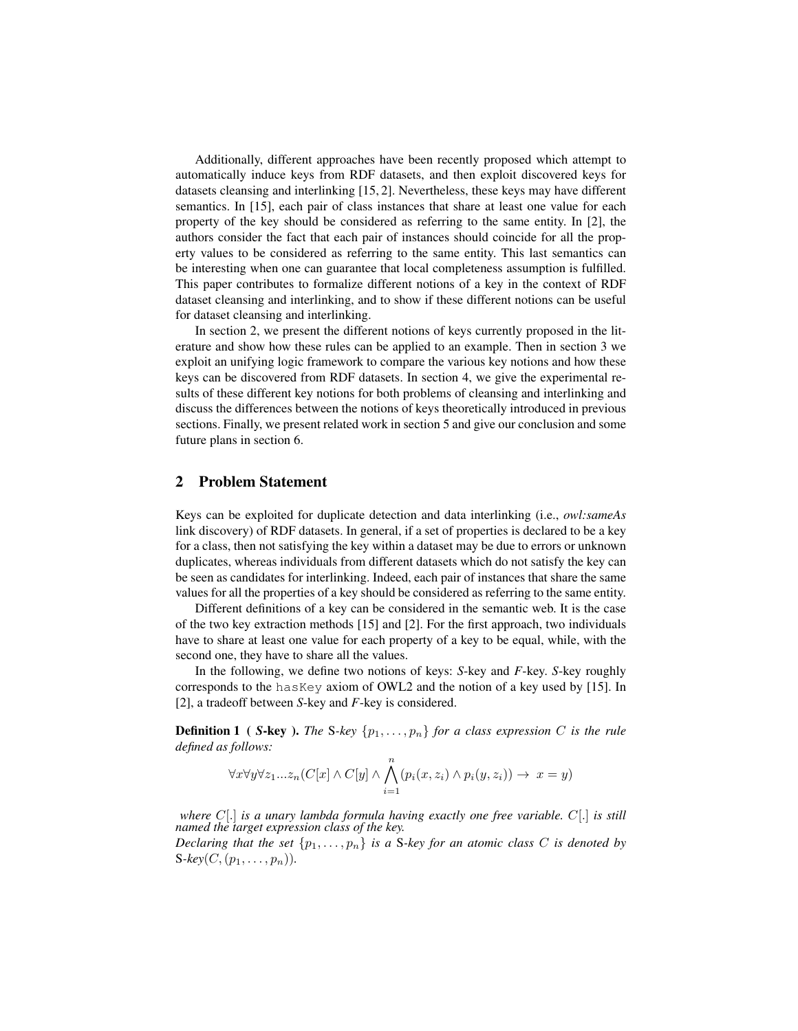Additionally, different approaches have been recently proposed which attempt to automatically induce keys from RDF datasets, and then exploit discovered keys for datasets cleansing and interlinking [15, 2]. Nevertheless, these keys may have different semantics. In [15], each pair of class instances that share at least one value for each property of the key should be considered as referring to the same entity. In [2], the authors consider the fact that each pair of instances should coincide for all the property values to be considered as referring to the same entity. This last semantics can be interesting when one can guarantee that local completeness assumption is fulfilled. This paper contributes to formalize different notions of a key in the context of RDF dataset cleansing and interlinking, and to show if these different notions can be useful for dataset cleansing and interlinking.

In section 2, we present the different notions of keys currently proposed in the literature and show how these rules can be applied to an example. Then in section 3 we exploit an unifying logic framework to compare the various key notions and how these keys can be discovered from RDF datasets. In section 4, we give the experimental results of these different key notions for both problems of cleansing and interlinking and discuss the differences between the notions of keys theoretically introduced in previous sections. Finally, we present related work in section 5 and give our conclusion and some future plans in section 6.

## 2 Problem Statement

Keys can be exploited for duplicate detection and data interlinking (i.e., *owl:sameAs* link discovery) of RDF datasets. In general, if a set of properties is declared to be a key for a class, then not satisfying the key within a dataset may be due to errors or unknown duplicates, whereas individuals from different datasets which do not satisfy the key can be seen as candidates for interlinking. Indeed, each pair of instances that share the same values for all the properties of a key should be considered as referring to the same entity.

Different definitions of a key can be considered in the semantic web. It is the case of the two key extraction methods [15] and [2]. For the first approach, two individuals have to share at least one value for each property of a key to be equal, while, with the second one, they have to share all the values.

In the following, we define two notions of keys: *S*-key and *F*-key. *S*-key roughly corresponds to the `hasKey` axiom of OWL2 and the notion of a key used by [15]. In [2], a tradeoff between *S*-key and *F*-key is considered.

**Definition 1 ( *S*-key ).** *The* S*-key* $\{p_1, \ldots, p_n\}$ *for a class expression* $C$ *is the rule defined as follows:*

$$\forall x \forall y \forall z_1 ... z_n (C[x] \wedge C[y] \wedge \bigwedge_{i=1}^{n} (p_i(x, z_i) \wedge p_i(y, z_i)) \rightarrow \; x = y)$$

*where* $C[.]$ *is a unary lambda formula having exactly one free variable.* $C[.]$ *is still named the target expression class of the key.*
*Declaring that the set* $\{p_1, \ldots, p_n\}$ *is a* S*-key for an atomic class* $C$ *is denoted by* S*-key*$(C, (p_1, \ldots, p_n))$.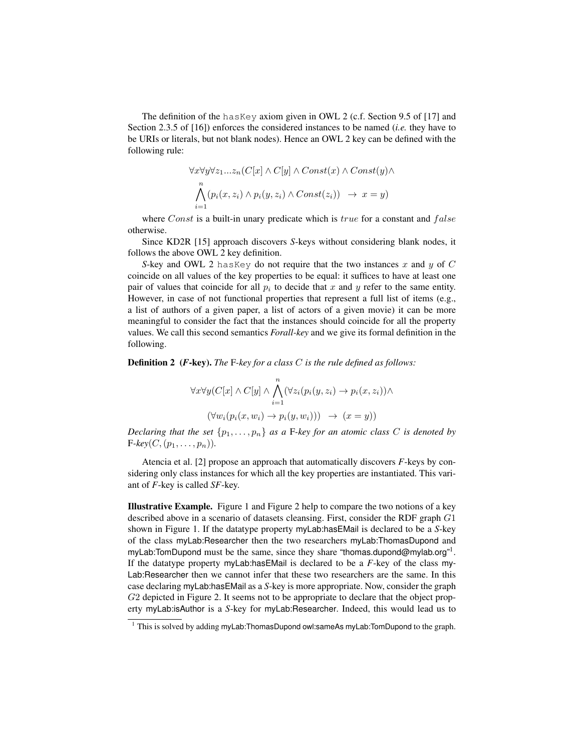The definition of the `hasKey` axiom given in OWL 2 (c.f. Section 9.5 of [17] and Section 2.3.5 of [16]) enforces the considered instances to be named (*i.e.* they have to be URIs or literals, but not blank nodes). Hence an OWL 2 key can be defined with the following rule:

$$\forall x \forall y \forall z_1 ... z_n (C[x] \land C[y] \land Const(x) \land Const(y) \land$$
$$\bigwedge_{i=1}^{n} (p_i(x, z_i) \land p_i(y, z_i) \land Const(z_i)) \ \rightarrow \ x = y)$$

where $Const$ is a built-in unary predicate which is $true$ for a constant and $false$ otherwise.

Since KD2R [15] approach discovers *S*-keys without considering blank nodes, it follows the above OWL 2 key definition.

*S*-key and OWL 2 `hasKey` do not require that the two instances $x$ and $y$ of $C$ coincide on all values of the key properties to be equal: it suffices to have at least one pair of values that coincide for all $p_i$ to decide that $x$ and $y$ refer to the same entity. However, in case of not functional properties that represent a full list of items (e.g., a list of authors of a given paper, a list of actors of a given movie) it can be more meaningful to consider the fact that the instances should coincide for all the property values. We call this second semantics *Forall-key* and we give its formal definition in the following.

**Definition 2** **(*F*-key).** *The* F*-key for a class* $C$ *is the rule defined as follows:*

$$\forall x \forall y (C[x] \land C[y] \land \bigwedge_{i=1}^{n} (\forall z_i (p_i(y, z_i) \rightarrow p_i(x, z_i)) \land$$
$$(\forall w_i (p_i(x, w_i) \rightarrow p_i(y, w_i))) \ \rightarrow \ (x = y))$$

*Declaring that the set* $\{p_1, \ldots, p_n\}$ *as a* F*-key for an atomic class* $C$ *is denoted by* F*-key*$(C, (p_1, \ldots, p_n))$.

Atencia et al. [2] propose an approach that automatically discovers *F*-keys by considering only class instances for which all the key properties are instantiated. This variant of *F*-key is called *SF*-key.

**Illustrative Example.** Figure 1 and Figure 2 help to compare the two notions of a key described above in a scenario of datasets cleansing. First, consider the RDF graph $G1$ shown in Figure 1. If the datatype property myLab:hasEMail is declared to be a *S*-key of the class myLab:Researcher then the two researchers myLab:ThomasDupond and myLab:TomDupond must be the same, since they share "thomas.dupond@mylab.org"[1]. If the datatype property myLab:hasEMail is declared to be a *F*-key of the class myLab:Researcher then we cannot infer that these two researchers are the same. In this case declaring myLab:hasEMail as a *S*-key is more appropriate. Now, consider the graph $G2$ depicted in Figure 2. It seems not to be appropriate to declare that the object property myLab:isAuthor is a *S*-key for myLab:Researcher. Indeed, this would lead us to

[1] This is solved by adding myLab:ThomasDupond owl:sameAs myLab:TomDupond to the graph.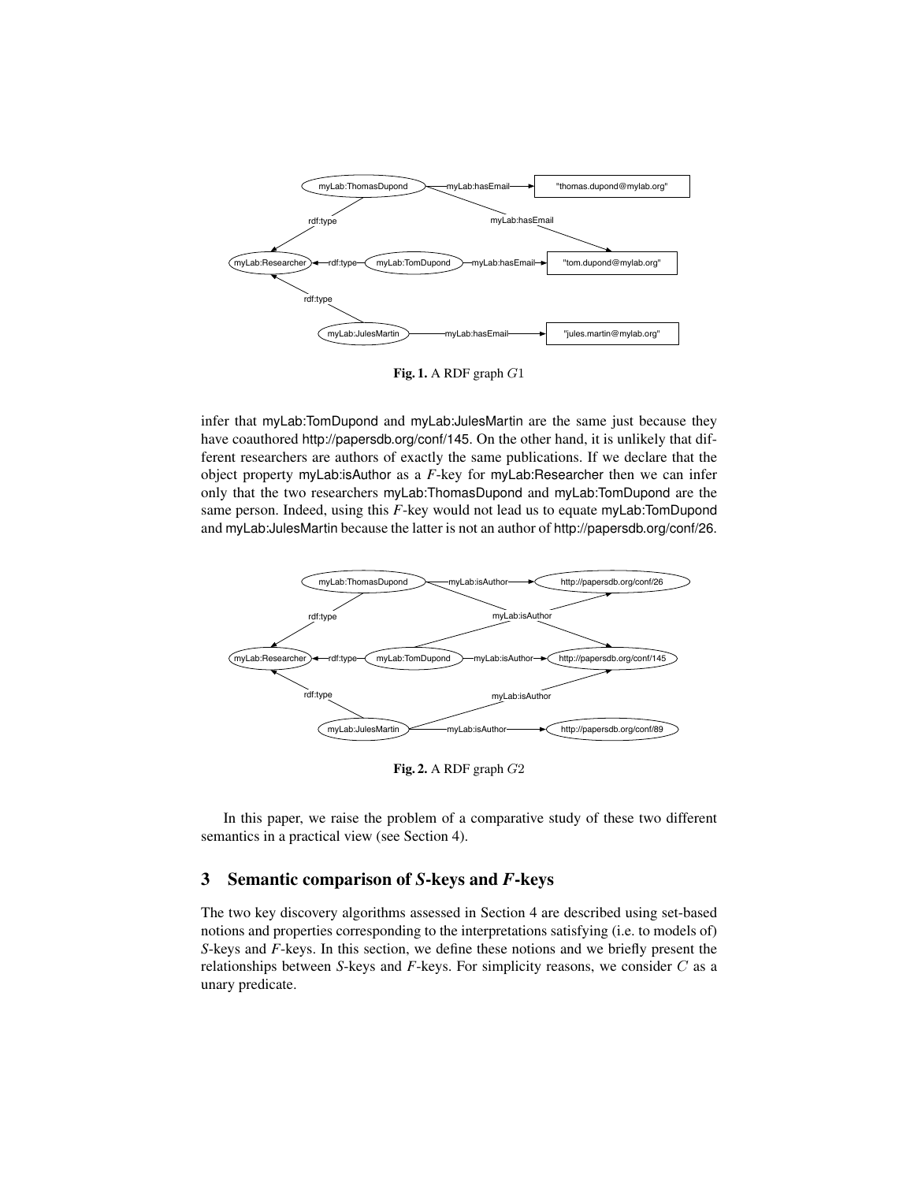Fig. 1. A RDF graph $G1$

infer that myLab:TomDupond and myLab:JulesMartin are the same just because they have coauthored http://papersdb.org/conf/145. On the other hand, it is unlikely that different researchers are authors of exactly the same publications. If we declare that the object property myLab:isAuthor as a *F*-key for myLab:Researcher then we can infer only that the two researchers myLab:ThomasDupond and myLab:TomDupond are the same person. Indeed, using this $F$-key would not lead us to equate myLab:TomDupond and myLab:JulesMartin because the latter is not an author of http://papersdb.org/conf/26.

Fig. 2. A RDF graph $G2$

In this paper, we raise the problem of a comparative study of these two different semantics in a practical view (see Section 4).

## 3 Semantic comparison of *S*-keys and *F*-keys

The two key discovery algorithms assessed in Section 4 are described using set-based notions and properties corresponding to the interpretations satisfying (i.e. to models of) *S*-keys and *F*-keys. In this section, we define these notions and we briefly present the relationships between *S*-keys and *F*-keys. For simplicity reasons, we consider $C$ as a unary predicate.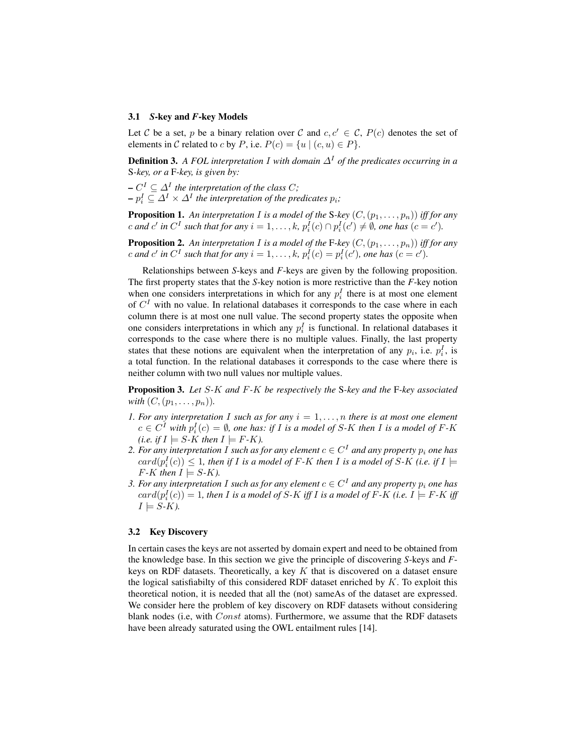### 3.1 *S*-key and *F*-key Models

Let $\mathcal{C}$ be a set, $p$ be a binary relation over $\mathcal{C}$ and $c, c' \in \mathcal{C}$, $P(c)$ denotes the set of elements in $\mathcal{C}$ related to $c$ by $P$, i.e. $P(c) = \{u \mid (c, u) \in P\}$.

**Definition 3.** *A FOL interpretation $I$ with domain $\Delta^I$ of the predicates occurring in a* S*-key, or a* F*-key, is given by:*

- *$C^I \subseteq \Delta^I$ the interpretation of the class $C$;*
- *$p_i^I \subseteq \Delta^I \times \Delta^I$ the interpretation of the predicates $p_i$;*

**Proposition 1.** *An interpretation $I$ is a model of the* S*-key $(C, (p_1, \ldots, p_n))$ iff for any $c$ and $c'$ in $C^I$ such that for any $i = 1, \ldots, k$, $p_i^I(c) \cap p_i^I(c') \neq \emptyset$, one has $(c = c')$.*

**Proposition 2.** *An interpretation $I$ is a model of the* F*-key $(C, (p_1, \ldots, p_n))$ iff for any $c$ and $c'$ in $C^I$ such that for any $i = 1, \ldots, k$, $p_i^I(c) = p_i^I(c')$, one has $(c = c')$.*

Relationships between *S*-keys and *F*-keys are given by the following proposition. The first property states that the *S*-key notion is more restrictive than the *F*-key notion when one considers interpretations in which for any $p_i^I$ there is at most one element of $C^I$ with no value. In relational databases it corresponds to the case where in each column there is at most one null value. The second property states the opposite when one considers interpretations in which any $p_i^I$ is functional. In relational databases it corresponds to the case where there is no multiple values. Finally, the last property states that these notions are equivalent when the interpretation of any $p_i$, i.e. $p_i^I$, is a total function. In the relational databases it corresponds to the case where there is neither column with two null values nor multiple values.

**Proposition 3.** *Let $S$-$K$ and $F$-$K$ be respectively the* S*-key and the* F*-key associated with $(C, (p_1, \ldots, p_n))$.*

1. *For any interpretation $I$ such as for any $i = 1, \ldots, n$ there is at most one element $c \in C^I$ with $p_i^I(c) = \emptyset$, one has: if $I$ is a model of $S$-$K$ then $I$ is a model of $F$-$K$ (i.e. if $I \models S$-$K$ then $I \models F$-$K$).*
2. *For any interpretation $I$ such as for any element $c \in C^I$ and any property $p_i$ one has $card(p_i^I(c)) \leq 1$, then if $I$ is a model of $F$-$K$ then $I$ is a model of $S$-$K$ (i.e. if $I \models F$-$K$ then $I \models S$-$K$).*
3. *For any interpretation $I$ such as for any element $c \in C^I$ and any property $p_i$ one has $card(p_i^I(c)) = 1$, then $I$ is a model of $S$-$K$ iff $I$ is a model of $F$-$K$ (i.e. $I \models F$-$K$ iff $I \models S$-$K$).*

### 3.2 Key Discovery

In certain cases the keys are not asserted by domain expert and need to be obtained from the knowledge base. In this section we give the principle of discovering *S*-keys and *F*-keys on RDF datasets. Theoretically, a key $K$ that is discovered on a dataset ensure the logical satisfiabilty of this considered RDF dataset enriched by $K$. To exploit this theoretical notion, it is needed that all the (not) sameAs of the dataset are expressed. We consider here the problem of key discovery on RDF datasets without considering blank nodes (i.e, with $Const$ atoms). Furthermore, we assume that the RDF datasets have been already saturated using the OWL entailment rules [14].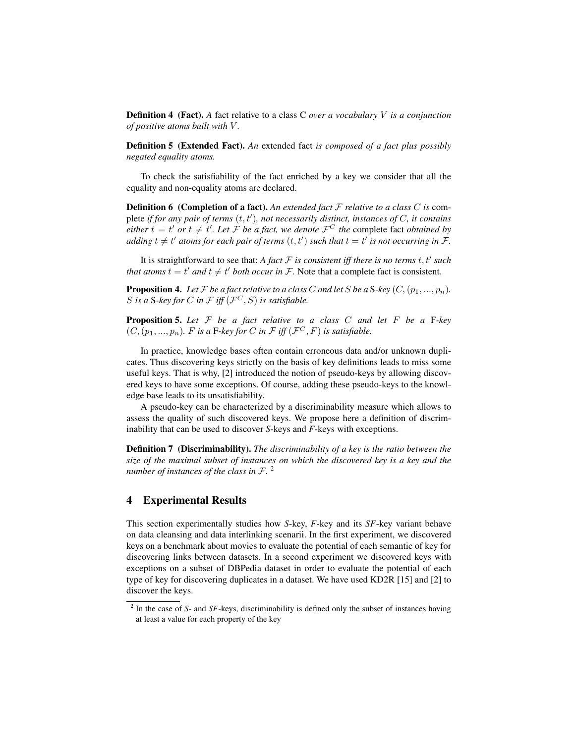**Definition 4 (Fact).** *A* fact relative to a class C *over a vocabulary $V$ is a conjunction of positive atoms built with $V$.*

**Definition 5 (Extended Fact).** *An* extended fact *is composed of a fact plus possibly negated equality atoms.*

To check the satisfiability of the fact enriched by a key we consider that all the equality and non-equality atoms are declared.

**Definition 6 (Completion of a fact).** *An extended fact $\mathcal{F}$ relative to a class $C$ is* complete *if for any pair of terms $(t, t')$, not necessarily distinct, instances of $C$, it contains either $t = t'$ or $t \neq t'$. Let $\mathcal{F}$ be a fact, we denote $\mathcal{F}^C$ the* complete fact *obtained by adding $t \neq t'$ atoms for each pair of terms $(t, t')$ such that $t = t'$ is not occurring in $\mathcal{F}$.*

It is straightforward to see that: *A fact $\mathcal{F}$ is consistent iff there is no terms $t, t'$ such that atoms $t = t'$ and $t \neq t'$ both occur in $\mathcal{F}$.* Note that a complete fact is consistent.

**Proposition 4.** *Let $\mathcal{F}$ be a fact relative to a class $C$ and let $S$ be a* S*-key $(C, (p_1, ..., p_n)$. $S$ is a* S*-key for $C$ in $\mathcal{F}$ iff $(\mathcal{F}^C, S)$ is satisfiable.*

**Proposition 5.** *Let $\mathcal{F}$ be a fact relative to a class $C$ and let $F$ be a* F*-key $(C, (p_1, ..., p_n)$. $F$ is a* F*-key for $C$ in $\mathcal{F}$ iff $(\mathcal{F}^C, F)$ is satisfiable.*

In practice, knowledge bases often contain erroneous data and/or unknown duplicates. Thus discovering keys strictly on the basis of key definitions leads to miss some useful keys. That is why, [2] introduced the notion of pseudo-keys by allowing discovered keys to have some exceptions. Of course, adding these pseudo-keys to the knowledge base leads to its unsatisfiability.

A pseudo-key can be characterized by a discriminability measure which allows to assess the quality of such discovered keys. We propose here a definition of discriminability that can be used to discover *S*-keys and *F*-keys with exceptions.

**Definition 7 (Discriminability).** *The discriminability of a key is the ratio between the size of the maximal subset of instances on which the discovered key is a key and the number of instances of the class in $\mathcal{F}$.* [2]

## 4 Experimental Results

This section experimentally studies how *S*-key, *F*-key and its *SF*-key variant behave on data cleansing and data interlinking scenarii. In the first experiment, we discovered keys on a benchmark about movies to evaluate the potential of each semantic of key for discovering links between datasets. In a second experiment we discovered keys with exceptions on a subset of DBPedia dataset in order to evaluate the potential of each type of key for discovering duplicates in a dataset. We have used KD2R [15] and [2] to discover the keys.

[2] In the case of *S*- and *SF*-keys, discriminability is defined only the subset of instances having at least a value for each property of the key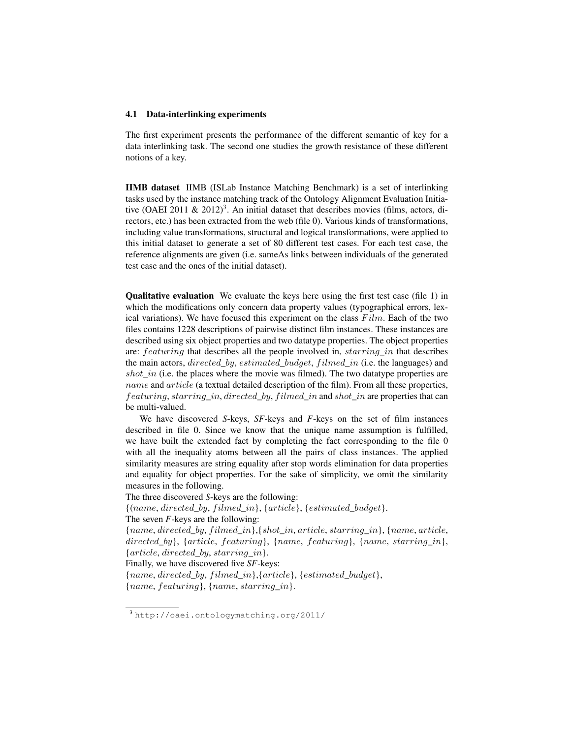### 4.1 Data-interlinking experiments

The first experiment presents the performance of the different semantic of key for a data interlinking task. The second one studies the growth resistance of these different notions of a key.

**IIMB dataset** IIMB (ISLab Instance Matching Benchmark) is a set of interlinking tasks used by the instance matching track of the Ontology Alignment Evaluation Initiative (OAEI 2011 & 2012)[3]. An initial dataset that describes movies (films, actors, directors, etc.) has been extracted from the web (file 0). Various kinds of transformations, including value transformations, structural and logical transformations, were applied to this initial dataset to generate a set of 80 different test cases. For each test case, the reference alignments are given (i.e. sameAs links between individuals of the generated test case and the ones of the initial dataset).

**Qualitative evaluation** We evaluate the keys here using the first test case (file 1) in which the modifications only concern data property values (typographical errors, lexical variations). We have focused this experiment on the class $Film$. Each of the two files contains 1228 descriptions of pairwise distinct film instances. These instances are described using six object properties and two datatype properties. The object properties are: $featuring$ that describes all the people involved in, $starring\_in$ that describes the main actors, $directed\_by$, $estimated\_budget$, $filmed\_in$ (i.e. the languages) and $shot\_in$ (i.e. the places where the movie was filmed). The two datatype properties are $name$ and $article$ (a textual detailed description of the film). From all these properties, $featuring$, $starring\_in$, $directed\_by$, $filmed\_in$ and $shot\_in$ are properties that can be multi-valued.

We have discovered *S*-keys, *SF*-keys and *F*-keys on the set of film instances described in file 0. Since we know that the unique name assumption is fulfilled, we have built the extended fact by completing the fact corresponding to the file 0 with all the inequality atoms between all the pairs of class instances. The applied similarity measures are string equality after stop words elimination for data properties and equality for object properties. For the sake of simplicity, we omit the similarity measures in the following.

The three discovered *S*-keys are the following:
$\{(name, directed\_by, filmed\_in\}$, $\{article\}$, $\{estimated\_budget\}$.
The seven *F*-keys are the following:
$\{name, directed\_by, filmed\_in\}$,$\{shot\_in, article, starring\_in\}$, $\{name, article, directed\_by\}$, $\{article, featuring\}$, $\{name, featuring\}$, $\{name, starring\_in\}$, $\{article, directed\_by, starring\_in\}$.
Finally, we have discovered five *SF*-keys:
$\{name, directed\_by, filmed\_in\}$,$\{article\}$, $\{estimated\_budget\}$, $\{name, featuring\}$, $\{name, starring\_in\}$.

[3] http://oaei.ontologymatching.org/2011/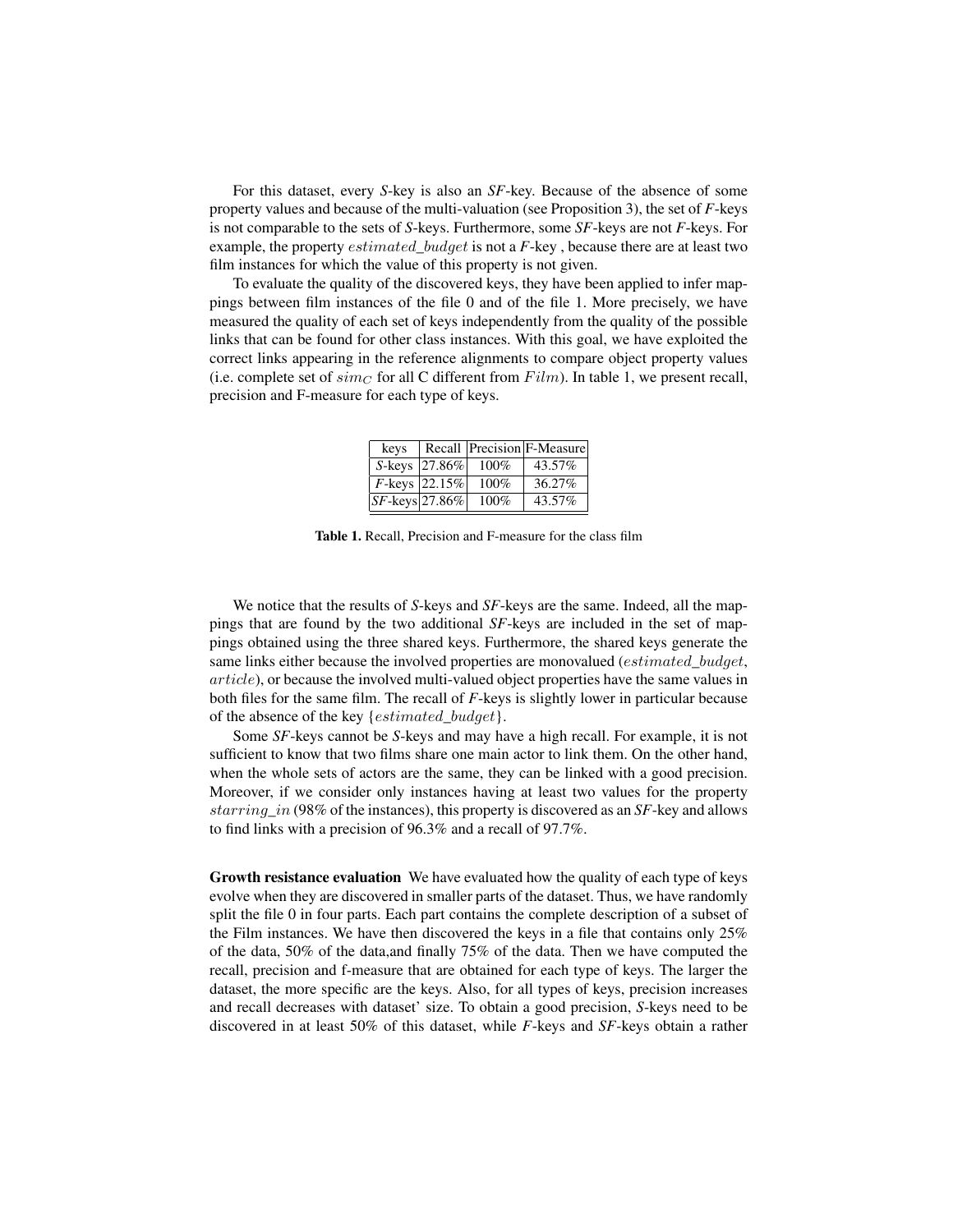For this dataset, every *S*-key is also an *SF*-key. Because of the absence of some property values and because of the multi-valuation (see Proposition 3), the set of *F*-keys is not comparable to the sets of *S*-keys. Furthermore, some *SF*-keys are not *F*-keys. For example, the property $estimated\_budget$ is not a *F*-key , because there are at least two film instances for which the value of this property is not given.

To evaluate the quality of the discovered keys, they have been applied to infer mappings between film instances of the file 0 and of the file 1. More precisely, we have measured the quality of each set of keys independently from the quality of the possible links that can be found for other class instances. With this goal, we have exploited the correct links appearing in the reference alignments to compare object property values (i.e. complete set of $sim_C$ for all C different from $Film$). In table 1, we present recall, precision and F-measure for each type of keys.

| keys | Recall | Precision | F-Measure |
|---|---|---|---|
| *S*-keys | 27.86% | 100% | 43.57% |
| *F*-keys | 22.15% | 100% | 36.27% |
| *SF*-keys | 27.86% | 100% | 43.57% |

**Table 1.** Recall, Precision and F-measure for the class film

We notice that the results of *S*-keys and *SF*-keys are the same. Indeed, all the mappings that are found by the two additional *SF*-keys are included in the set of mappings obtained using the three shared keys. Furthermore, the shared keys generate the same links either because the involved properties are monovalued ($estimated\_budget$, $article$), or because the involved multi-valued object properties have the same values in both files for the same film. The recall of *F*-keys is slightly lower in particular because of the absence of the key $\{estimated\_budget\}$.

Some *SF*-keys cannot be *S*-keys and may have a high recall. For example, it is not sufficient to know that two films share one main actor to link them. On the other hand, when the whole sets of actors are the same, they can be linked with a good precision. Moreover, if we consider only instances having at least two values for the property $starring\_in$ (98% of the instances), this property is discovered as an *SF*-key and allows to find links with a precision of 96.3% and a recall of 97.7%.

**Growth resistance evaluation** We have evaluated how the quality of each type of keys evolve when they are discovered in smaller parts of the dataset. Thus, we have randomly split the file 0 in four parts. Each part contains the complete description of a subset of the Film instances. We have then discovered the keys in a file that contains only 25% of the data, 50% of the data,and finally 75% of the data. Then we have computed the recall, precision and f-measure that are obtained for each type of keys. The larger the dataset, the more specific are the keys. Also, for all types of keys, precision increases and recall decreases with dataset' size. To obtain a good precision, *S*-keys need to be discovered in at least 50% of this dataset, while *F*-keys and *SF*-keys obtain a rather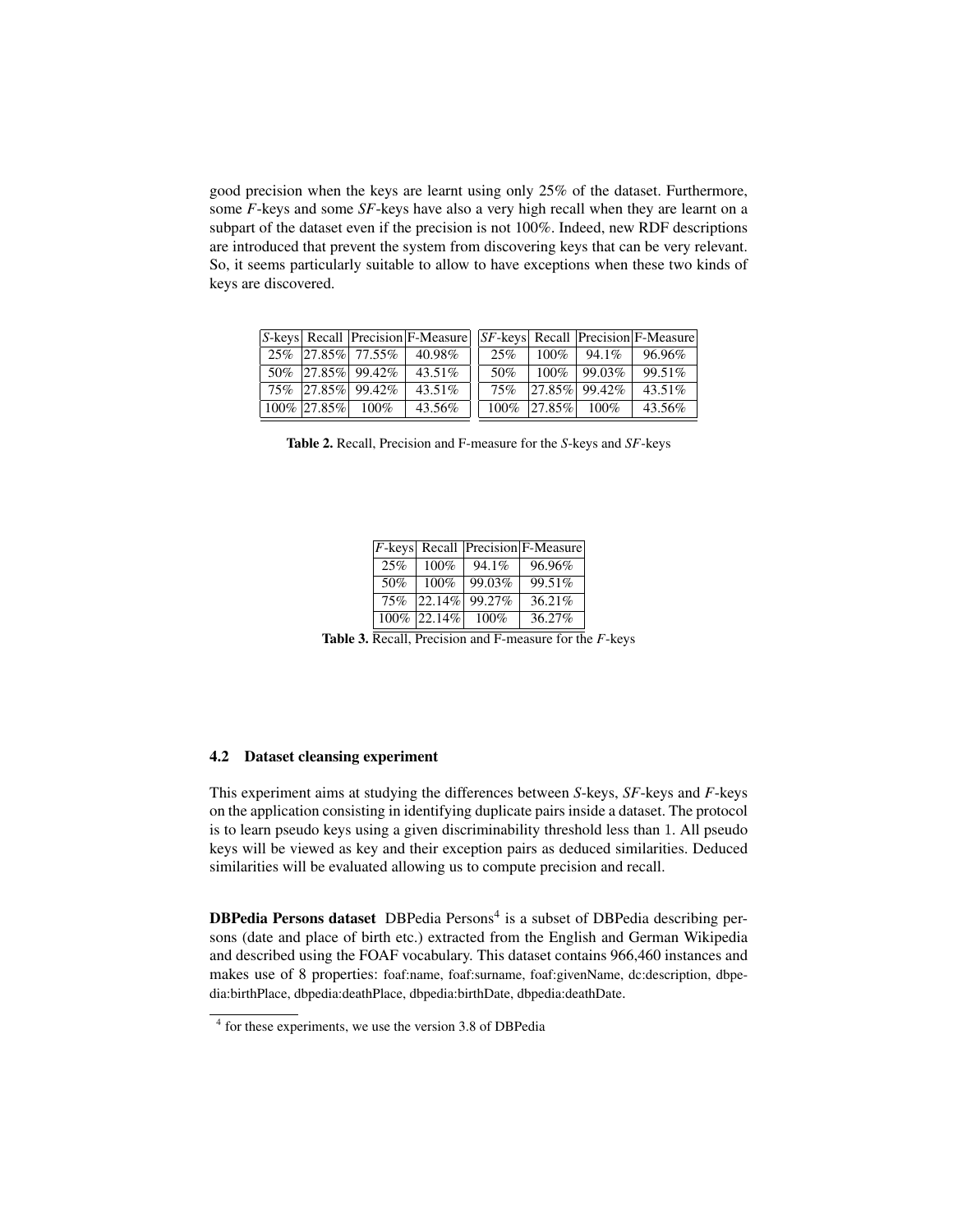good precision when the keys are learnt using only 25% of the dataset. Furthermore, some *F*-keys and some *SF*-keys have also a very high recall when they are learnt on a subpart of the dataset even if the precision is not 100%. Indeed, new RDF descriptions are introduced that prevent the system from discovering keys that can be very relevant. So, it seems particularly suitable to allow to have exceptions when these two kinds of keys are discovered.

| *S*-keys | Recall | Precision | F-Measure |
|---|---|---|---|
| 25% | 27.85% | 77.55% | 40.98% |
| 50% | 27.85% | 99.42% | 43.51% |
| 75% | 27.85% | 99.42% | 43.51% |
| 100% | 27.85% | 100% | 43.56% |

| *SF*-keys | Recall | Precision | F-Measure |
|---|---|---|---|
| 25% | 100% | 94.1% | 96.96% |
| 50% | 100% | 99.03% | 99.51% |
| 75% | 27.85% | 99.42% | 43.51% |
| 100% | 27.85% | 100% | 43.56% |

**Table 2.** Recall, Precision and F-measure for the *S*-keys and *SF*-keys

| *F*-keys | Recall | Precision | F-Measure |
|---|---|---|---|
| 25% | 100% | 94.1% | 96.96% |
| 50% | 100% | 99.03% | 99.51% |
| 75% | 22.14% | 99.27% | 36.21% |
| 100% | 22.14% | 100% | 36.27% |

**Table 3.** Recall, Precision and F-measure for the *F*-keys

### 4.2 Dataset cleansing experiment

This experiment aims at studying the differences between *S*-keys, *SF*-keys and *F*-keys on the application consisting in identifying duplicate pairs inside a dataset. The protocol is to learn pseudo keys using a given discriminability threshold less than 1. All pseudo keys will be viewed as key and their exception pairs as deduced similarities. Deduced similarities will be evaluated allowing us to compute precision and recall.

**DBPedia Persons dataset** DBPedia Persons[4] is a subset of DBPedia describing persons (date and place of birth etc.) extracted from the English and German Wikipedia and described using the FOAF vocabulary. This dataset contains 966,460 instances and makes use of 8 properties: foaf:name, foaf:surname, foaf:givenName, dc:description, dbpedia:birthPlace, dbpedia:deathPlace, dbpedia:birthDate, dbpedia:deathDate.

[4] for these experiments, we use the version 3.8 of DBPedia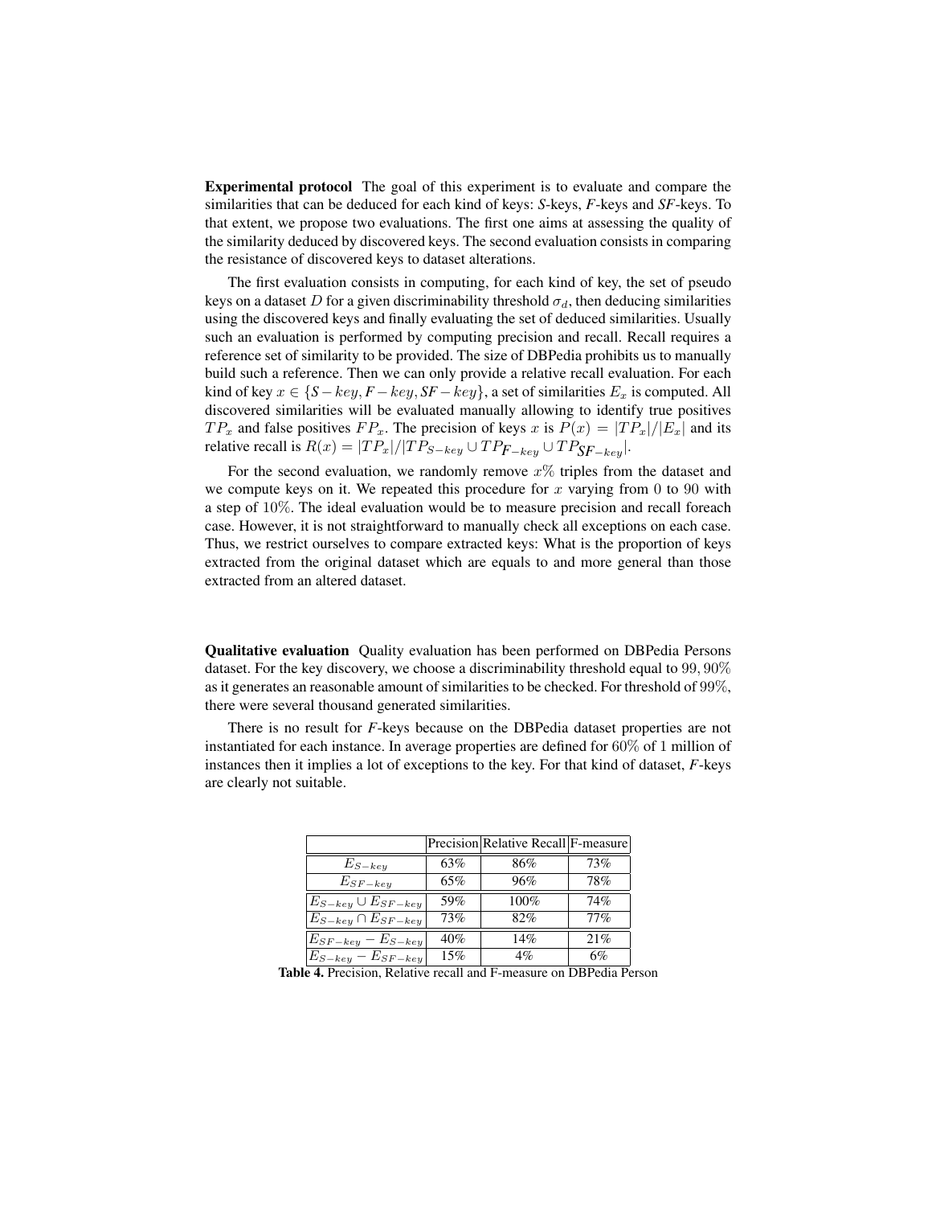**Experimental protocol** The goal of this experiment is to evaluate and compare the similarities that can be deduced for each kind of keys: *S*-keys, *F*-keys and *SF*-keys. To that extent, we propose two evaluations. The first one aims at assessing the quality of the similarity deduced by discovered keys. The second evaluation consists in comparing the resistance of discovered keys to dataset alterations.

The first evaluation consists in computing, for each kind of key, the set of pseudo keys on a dataset $D$ for a given discriminability threshold $\sigma_d$, then deducing similarities using the discovered keys and finally evaluating the set of deduced similarities. Usually such an evaluation is performed by computing precision and recall. Recall requires a reference set of similarity to be provided. The size of DBPedia prohibits us to manually build such a reference. Then we can only provide a relative recall evaluation. For each kind of key $x \in \{S-key, F-key, SF-key\}$, a set of similarities $E_x$ is computed. All discovered similarities will be evaluated manually allowing to identify true positives $TP_x$ and false positives $FP_x$. The precision of keys $x$ is $P(x) = |TP_x|/|E_x|$ and its relative recall is $R(x) = |TP_x|/|TP_{S-key} \cup TP_{F-key} \cup TP_{SF-key}|$.

For the second evaluation, we randomly remove $x\%$ triples from the dataset and we compute keys on it. We repeated this procedure for $x$ varying from 0 to 90 with a step of $10\%$. The ideal evaluation would be to measure precision and recall foreach case. However, it is not straightforward to manually check all exceptions on each case. Thus, we restrict ourselves to compare extracted keys: What is the proportion of keys extracted from the original dataset which are equals to and more general than those extracted from an altered dataset.

**Qualitative evaluation** Quality evaluation has been performed on DBPedia Persons dataset. For the key discovery, we choose a discriminability threshold equal to $99,90\%$ as it generates an reasonable amount of similarities to be checked. For threshold of $99\%$, there were several thousand generated similarities.

There is no result for *F*-keys because on the DBPedia dataset properties are not instantiated for each instance. In average properties are defined for $60\%$ of 1 million of instances then it implies a lot of exceptions to the key. For that kind of dataset, *F*-keys are clearly not suitable.

| | Precision | Relative Recall | F-measure |
|---|---|---|---|
| $E_{S-key}$ | 63% | 86% | 73% |
| $E_{SF-key}$ | 65% | 96% | 78% |
| $E_{S-key} \cup E_{SF-key}$ | 59% | 100% | 74% |
| $E_{S-key} \cap E_{SF-key}$ | 73% | 82% | 77% |
| $E_{SF-key} - E_{S-key}$ | 40% | 14% | 21% |
| $E_{S-key} - E_{SF-key}$ | 15% | 4% | 6% |

**Table 4.** Precision, Relative recall and F-measure on DBPedia Person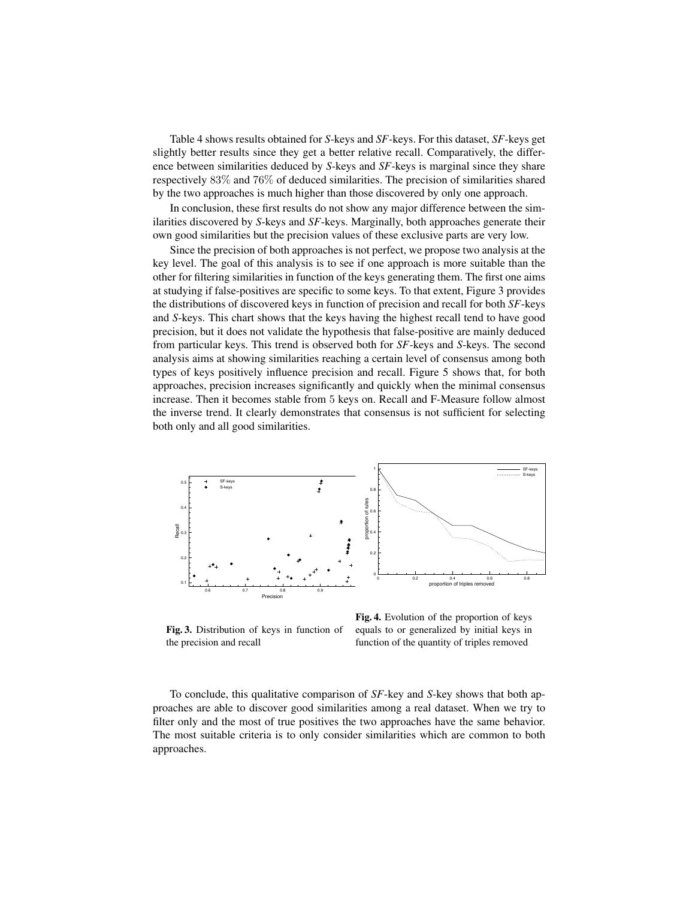Table 4 shows results obtained for *S*-keys and *SF*-keys. For this dataset, *SF*-keys get slightly better results since they get a better relative recall. Comparatively, the difference between similarities deduced by *S*-keys and *SF*-keys is marginal since they share respectively $83\%$ and $76\%$ of deduced similarities. The precision of similarities shared by the two approaches is much higher than those discovered by only one approach.

In conclusion, these first results do not show any major difference between the similarities discovered by *S*-keys and *SF*-keys. Marginally, both approaches generate their own good similarities but the precision values of these exclusive parts are very low.

Since the precision of both approaches is not perfect, we propose two analysis at the key level. The goal of this analysis is to see if one approach is more suitable than the other for filtering similarities in function of the keys generating them. The first one aims at studying if false-positives are specific to some keys. To that extent, Figure 3 provides the distributions of discovered keys in function of precision and recall for both *SF*-keys and *S*-keys. This chart shows that the keys having the highest recall tend to have good precision, but it does not validate the hypothesis that false-positive are mainly deduced from particular keys. This trend is observed both for *SF*-keys and *S*-keys. The second analysis aims at showing similarities reaching a certain level of consensus among both types of keys positively influence precision and recall. Figure 5 shows that, for both approaches, precision increases significantly and quickly when the minimal consensus increase. Then it becomes stable from $5$ keys on. Recall and F-Measure follow almost the inverse trend. It clearly demonstrates that consensus is not sufficient for selecting both only and all good similarities.

**Fig. 3.** Distribution of keys in function of the precision and recall

**Fig. 4.** Evolution of the proportion of keys equals to or generalized by initial keys in function of the quantity of triples removed

To conclude, this qualitative comparison of *SF*-key and *S*-key shows that both approaches are able to discover good similarities among a real dataset. When we try to filter only and the most of true positives the two approaches have the same behavior. The most suitable criteria is to only consider similarities which are common to both approaches.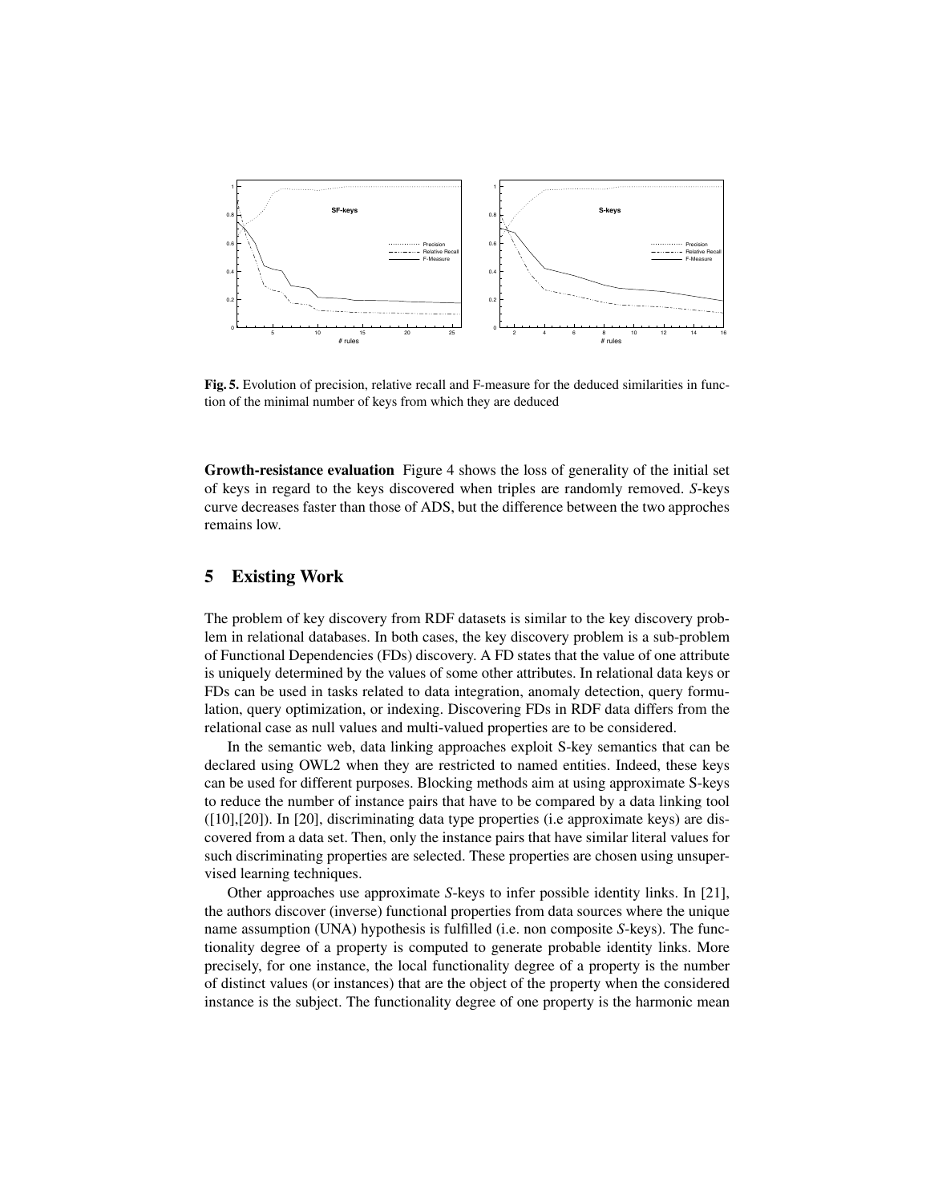**Fig. 5.** Evolution of precision, relative recall and F-measure for the deduced similarities in function of the minimal number of keys from which they are deduced

**Growth-resistance evaluation** Figure 4 shows the loss of generality of the initial set of keys in regard to the keys discovered when triples are randomly removed. *S*-keys curve decreases faster than those of ADS, but the difference between the two approches remains low.

## 5 Existing Work

The problem of key discovery from RDF datasets is similar to the key discovery problem in relational databases. In both cases, the key discovery problem is a sub-problem of Functional Dependencies (FDs) discovery. A FD states that the value of one attribute is uniquely determined by the values of some other attributes. In relational data keys or FDs can be used in tasks related to data integration, anomaly detection, query formulation, query optimization, or indexing. Discovering FDs in RDF data differs from the relational case as null values and multi-valued properties are to be considered.

In the semantic web, data linking approaches exploit S-key semantics that can be declared using OWL2 when they are restricted to named entities. Indeed, these keys can be used for different purposes. Blocking methods aim at using approximate S-keys to reduce the number of instance pairs that have to be compared by a data linking tool ([10],[20]). In [20], discriminating data type properties (i.e approximate keys) are discovered from a data set. Then, only the instance pairs that have similar literal values for such discriminating properties are selected. These properties are chosen using unsupervised learning techniques.

Other approaches use approximate *S*-keys to infer possible identity links. In [21], the authors discover (inverse) functional properties from data sources where the unique name assumption (UNA) hypothesis is fulfilled (i.e. non composite *S*-keys). The functionality degree of a property is computed to generate probable identity links. More precisely, for one instance, the local functionality degree of a property is the number of distinct values (or instances) that are the object of the property when the considered instance is the subject. The functionality degree of one property is the harmonic mean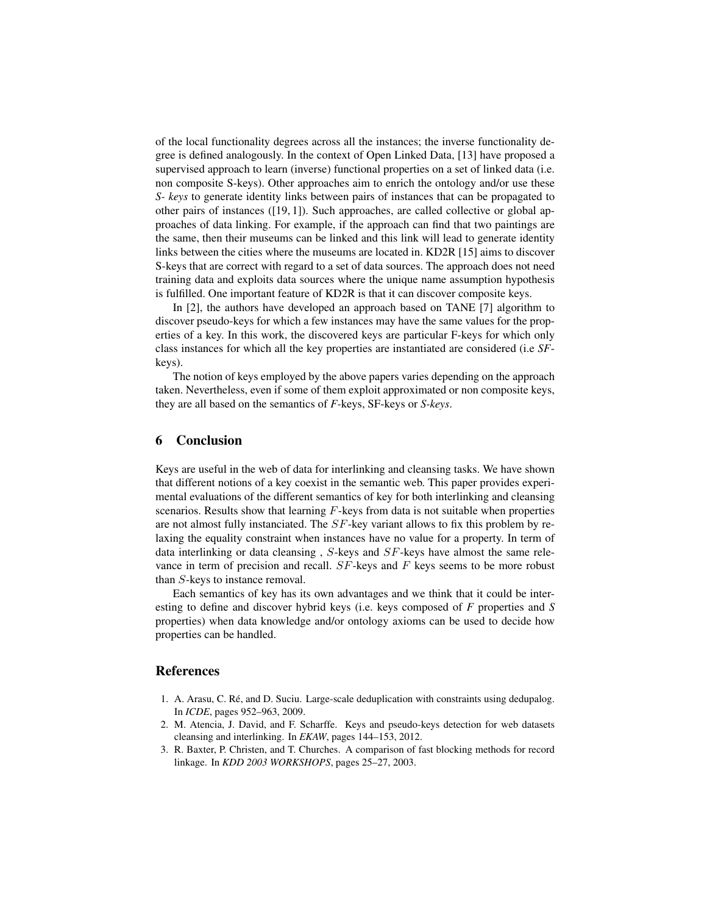of the local functionality degrees across all the instances; the inverse functionality degree is defined analogously. In the context of Open Linked Data, [13] have proposed a supervised approach to learn (inverse) functional properties on a set of linked data (i.e. non composite S-keys). Other approaches aim to enrich the ontology and/or use these *S- keys* to generate identity links between pairs of instances that can be propagated to other pairs of instances ([19, 1]). Such approaches, are called collective or global approaches of data linking. For example, if the approach can find that two paintings are the same, then their museums can be linked and this link will lead to generate identity links between the cities where the museums are located in. KD2R [15] aims to discover S-keys that are correct with regard to a set of data sources. The approach does not need training data and exploits data sources where the unique name assumption hypothesis is fulfilled. One important feature of KD2R is that it can discover composite keys.

In [2], the authors have developed an approach based on TANE [7] algorithm to discover pseudo-keys for which a few instances may have the same values for the properties of a key. In this work, the discovered keys are particular F-keys for which only class instances for which all the key properties are instantiated are considered (i.e *SF*-keys).

The notion of keys employed by the above papers varies depending on the approach taken. Nevertheless, even if some of them exploit approximated or non composite keys, they are all based on the semantics of *F*-keys, SF-keys or *S-keys*.

## 6 Conclusion

Keys are useful in the web of data for interlinking and cleansing tasks. We have shown that different notions of a key coexist in the semantic web. This paper provides experimental evaluations of the different semantics of key for both interlinking and cleansing scenarios. Results show that learning $F$-keys from data is not suitable when properties are not almost fully instanciated. The $SF$-key variant allows to fix this problem by relaxing the equality constraint when instances have no value for a property. In term of data interlinking or data cleansing , $S$-keys and $SF$-keys have almost the same relevance in term of precision and recall. $SF$-keys and $F$ keys seems to be more robust than $S$-keys to instance removal.

Each semantics of key has its own advantages and we think that it could be interesting to define and discover hybrid keys (i.e. keys composed of *F* properties and *S* properties) when data knowledge and/or ontology axioms can be used to decide how properties can be handled.

## References

1. A. Arasu, C. Ré, and D. Suciu. Large-scale deduplication with constraints using dedupalog. In *ICDE*, pages 952–963, 2009.
2. M. Atencia, J. David, and F. Scharffe. Keys and pseudo-keys detection for web datasets cleansing and interlinking. In *EKAW*, pages 144–153, 2012.
3. R. Baxter, P. Christen, and T. Churches. A comparison of fast blocking methods for record linkage. In *KDD 2003 WORKSHOPS*, pages 25–27, 2003.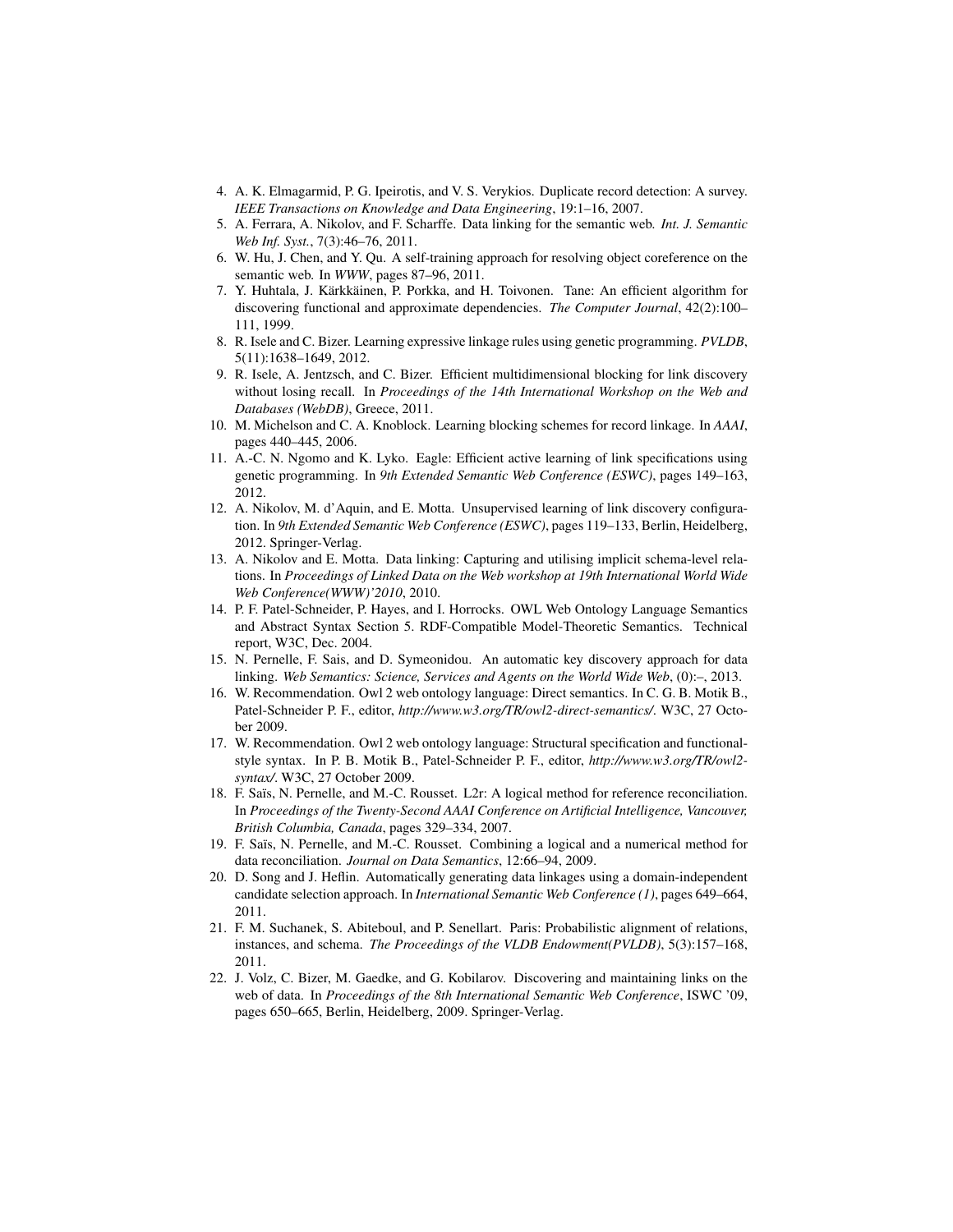4. A. K. Elmagarmid, P. G. Ipeirotis, and V. S. Verykios. Duplicate record detection: A survey. *IEEE Transactions on Knowledge and Data Engineering*, 19:1–16, 2007.
5. A. Ferrara, A. Nikolov, and F. Scharffe. Data linking for the semantic web. *Int. J. Semantic Web Inf. Syst.*, 7(3):46–76, 2011.
6. W. Hu, J. Chen, and Y. Qu. A self-training approach for resolving object coreference on the semantic web. In *WWW*, pages 87–96, 2011.
7. Y. Huhtala, J. Kärkkäinen, P. Porkka, and H. Toivonen. Tane: An efficient algorithm for discovering functional and approximate dependencies. *The Computer Journal*, 42(2):100–111, 1999.
8. R. Isele and C. Bizer. Learning expressive linkage rules using genetic programming. *PVLDB*, 5(11):1638–1649, 2012.
9. R. Isele, A. Jentzsch, and C. Bizer. Efficient multidimensional blocking for link discovery without losing recall. In *Proceedings of the 14th International Workshop on the Web and Databases (WebDB)*, Greece, 2011.
10. M. Michelson and C. A. Knoblock. Learning blocking schemes for record linkage. In *AAAI*, pages 440–445, 2006.
11. A.-C. N. Ngomo and K. Lyko. Eagle: Efficient active learning of link specifications using genetic programming. In *9th Extended Semantic Web Conference (ESWC)*, pages 149–163, 2012.
12. A. Nikolov, M. d'Aquin, and E. Motta. Unsupervised learning of link discovery configuration. In *9th Extended Semantic Web Conference (ESWC)*, pages 119–133, Berlin, Heidelberg, 2012. Springer-Verlag.
13. A. Nikolov and E. Motta. Data linking: Capturing and utilising implicit schema-level relations. In *Proceedings of Linked Data on the Web workshop at 19th International World Wide Web Conference(WWW)'2010*, 2010.
14. P. F. Patel-Schneider, P. Hayes, and I. Horrocks. OWL Web Ontology Language Semantics and Abstract Syntax Section 5. RDF-Compatible Model-Theoretic Semantics. Technical report, W3C, Dec. 2004.
15. N. Pernelle, F. Sais, and D. Symeonidou. An automatic key discovery approach for data linking. *Web Semantics: Science, Services and Agents on the World Wide Web*, (0):–, 2013.
16. W. Recommendation. Owl 2 web ontology language: Direct semantics. In C. G. B. Motik B., Patel-Schneider P. F., editor, *http://www.w3.org/TR/owl2-direct-semantics/*. W3C, 27 October 2009.
17. W. Recommendation. Owl 2 web ontology language: Structural specification and functional-style syntax. In P. B. Motik B., Patel-Schneider P. F., editor, *http://www.w3.org/TR/owl2-syntax/*. W3C, 27 October 2009.
18. F. Saïs, N. Pernelle, and M.-C. Rousset. L2r: A logical method for reference reconciliation. In *Proceedings of the Twenty-Second AAAI Conference on Artificial Intelligence, Vancouver, British Columbia, Canada*, pages 329–334, 2007.
19. F. Saïs, N. Pernelle, and M.-C. Rousset. Combining a logical and a numerical method for data reconciliation. *Journal on Data Semantics*, 12:66–94, 2009.
20. D. Song and J. Heflin. Automatically generating data linkages using a domain-independent candidate selection approach. In *International Semantic Web Conference (1)*, pages 649–664, 2011.
21. F. M. Suchanek, S. Abiteboul, and P. Senellart. Paris: Probabilistic alignment of relations, instances, and schema. *The Proceedings of the VLDB Endowment(PVLDB)*, 5(3):157–168, 2011.
22. J. Volz, C. Bizer, M. Gaedke, and G. Kobilarov. Discovering and maintaining links on the web of data. In *Proceedings of the 8th International Semantic Web Conference*, ISWC '09, pages 650–665, Berlin, Heidelberg, 2009. Springer-Verlag.